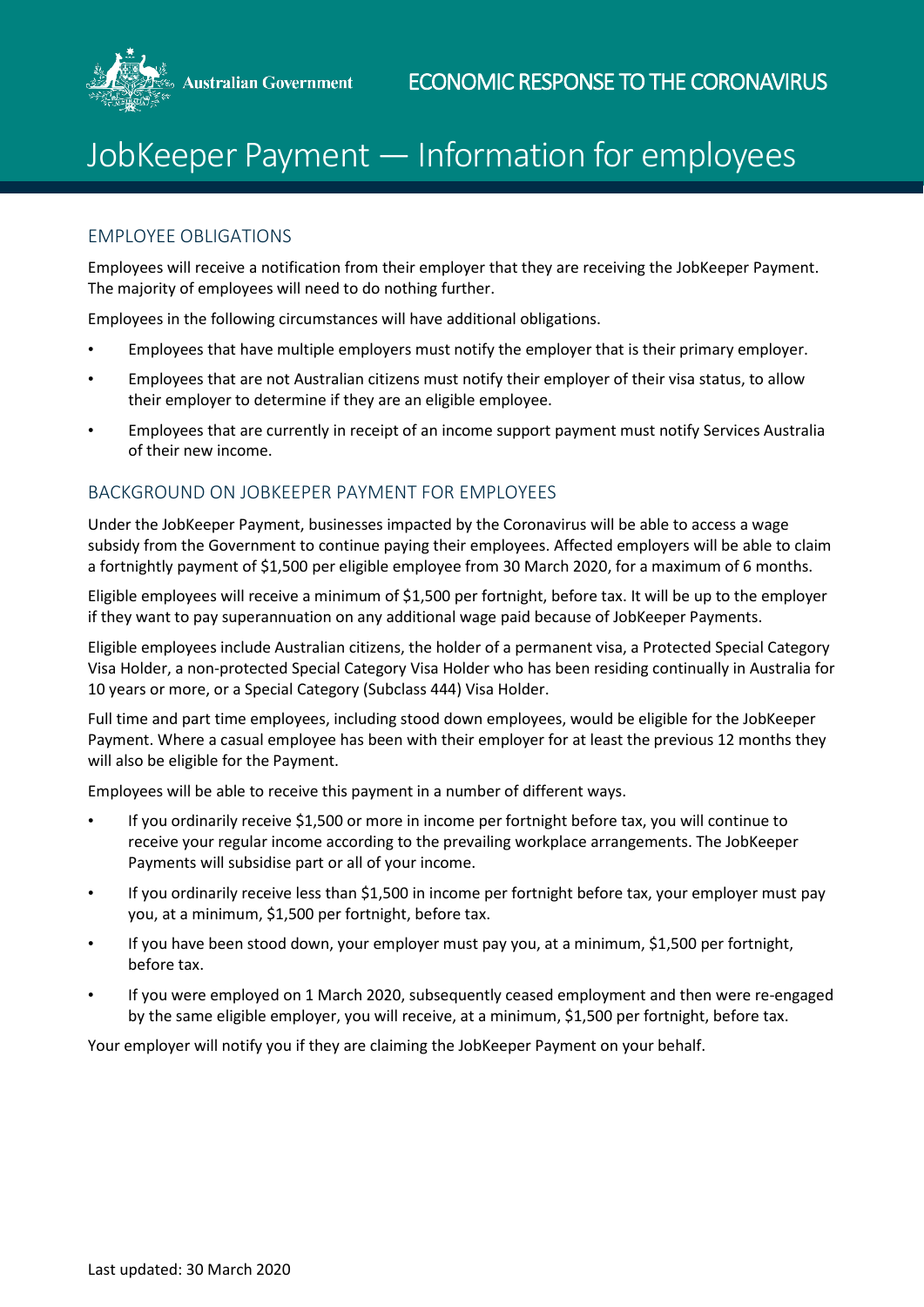Australian Government

ECONOMIC RESPONSE TO THE CORONAVIRUS

# JobKeeper Payment — Information for employees

## EMPLOYEE OBLIGATIONS

Employees will receive a notification from their employer that they are receiving the JobKeeper Payment. The majority of employees will need to do nothing further.

Employees in the following circumstances will have additional obligations.

- Employees that have multiple employers must notify the employer that is their primary employer.
- Employees that are not Australian citizens must notify their employer of their visa status, to allow their employer to determine if they are an eligible employee.
- Employees that are currently in receipt of an income support payment must notify Services Australia of their new income.

## BACKGROUND ON JOBKEEPER PAYMENT FOR EMPLOYEES

Under the JobKeeper Payment, businesses impacted by the Coronavirus will be able to access a wage subsidy from the Government to continue paying their employees. Affected employers will be able to claim a fortnightly payment of $1,500 per eligible employee from 30 March 2020, for a maximum of 6 months.

Eligible employees will receive a minimum of $1,500 per fortnight, before tax. It will be up to the employer if they want to pay superannuation on any additional wage paid because of JobKeeper Payments.

Eligible employees include Australian citizens, the holder of a permanent visa, a Protected Special Category Visa Holder, a non-protected Special Category Visa Holder who has been residing continually in Australia for 10 years or more, or a Special Category (Subclass 444) Visa Holder.

Full time and part time employees, including stood down employees, would be eligible for the JobKeeper Payment. Where a casual employee has been with their employer for at least the previous 12 months they will also be eligible for the Payment.

Employees will be able to receive this payment in a number of different ways.

- If you ordinarily receive $1,500 or more in income per fortnight before tax, you will continue to receive your regular income according to the prevailing workplace arrangements. The JobKeeper Payments will subsidise part or all of your income.
- If you ordinarily receive less than $1,500 in income per fortnight before tax, your employer must pay you, at a minimum, $1,500 per fortnight, before tax.
- If you have been stood down, your employer must pay you, at a minimum, $1,500 per fortnight, before tax.
- If you were employed on 1 March 2020, subsequently ceased employment and then were re-engaged by the same eligible employer, you will receive, at a minimum, $1,500 per fortnight, before tax.

Your employer will notify you if they are claiming the JobKeeper Payment on your behalf.

Last updated: 30 March 2020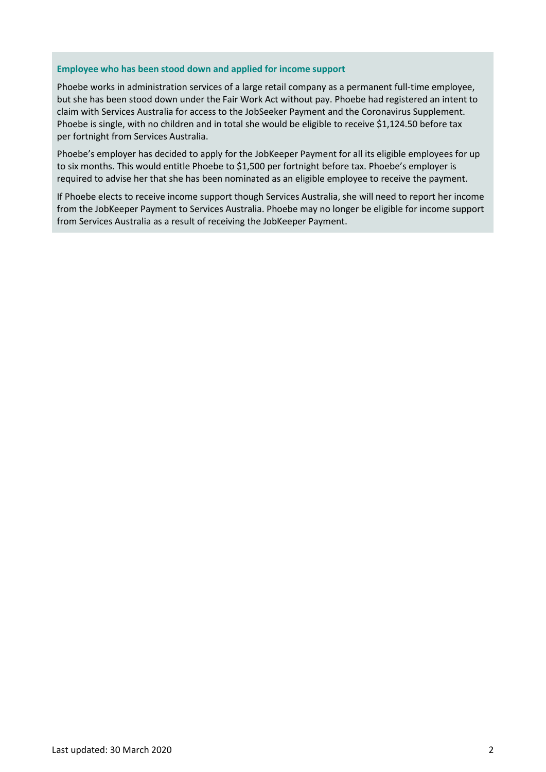### Employee who has been stood down and applied for income support

Phoebe works in administration services of a large retail company as a permanent full-time employee, but she has been stood down under the Fair Work Act without pay. Phoebe had registered an intent to claim with Services Australia for access to the JobSeeker Payment and the Coronavirus Supplement. Phoebe is single, with no children and in total she would be eligible to receive $1,124.50 before tax per fortnight from Services Australia.

Phoebe's employer has decided to apply for the JobKeeper Payment for all its eligible employees for up to six months. This would entitle Phoebe to $1,500 per fortnight before tax. Phoebe's employer is required to advise her that she has been nominated as an eligible employee to receive the payment.

If Phoebe elects to receive income support though Services Australia, she will need to report her income from the JobKeeper Payment to Services Australia. Phoebe may no longer be eligible for income support from Services Australia as a result of receiving the JobKeeper Payment.

Last updated: 30 March 2020